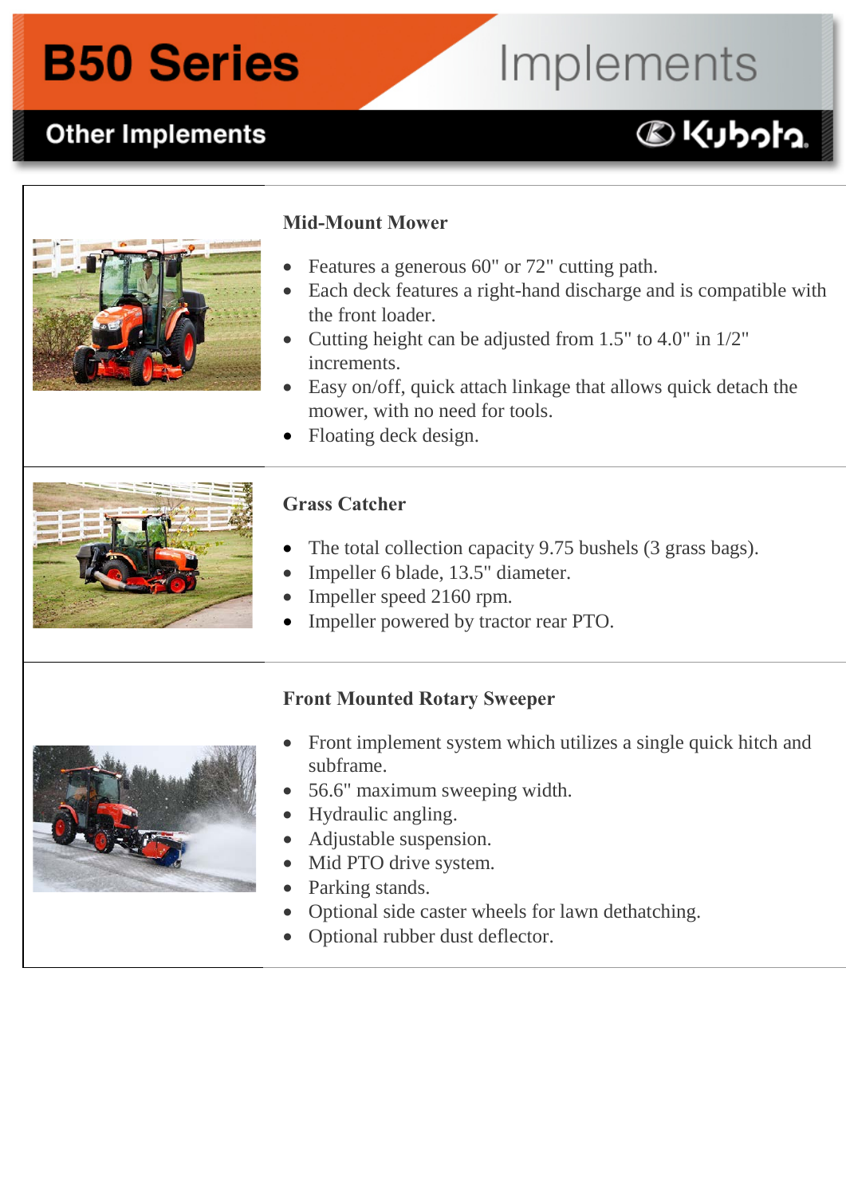# B50 Series

# Implements

## Other Implements

Kubota

### Mid-Mount Mower

- Features a generous 60" or 72" cutting path.
- Each deck features a right-hand discharge and is compatible with the front loader.
- Cutting height can be adjusted from 1.5" to 4.0" in 1/2" increments.
- Easy on/off, quick attach linkage that allows quick detach the mower, with no need for tools.
- Floating deck design.

### Grass Catcher

- The total collection capacity 9.75 bushels (3 grass bags).
- Impeller 6 blade, 13.5" diameter.
- Impeller speed 2160 rpm.
- Impeller powered by tractor rear PTO.

### Front Mounted Rotary Sweeper

- Front implement system which utilizes a single quick hitch and subframe.
- 56.6" maximum sweeping width.
- Hydraulic angling.
- Adjustable suspension.
- Mid PTO drive system.
- Parking stands.
- Optional side caster wheels for lawn dethatching.
- Optional rubber dust deflector.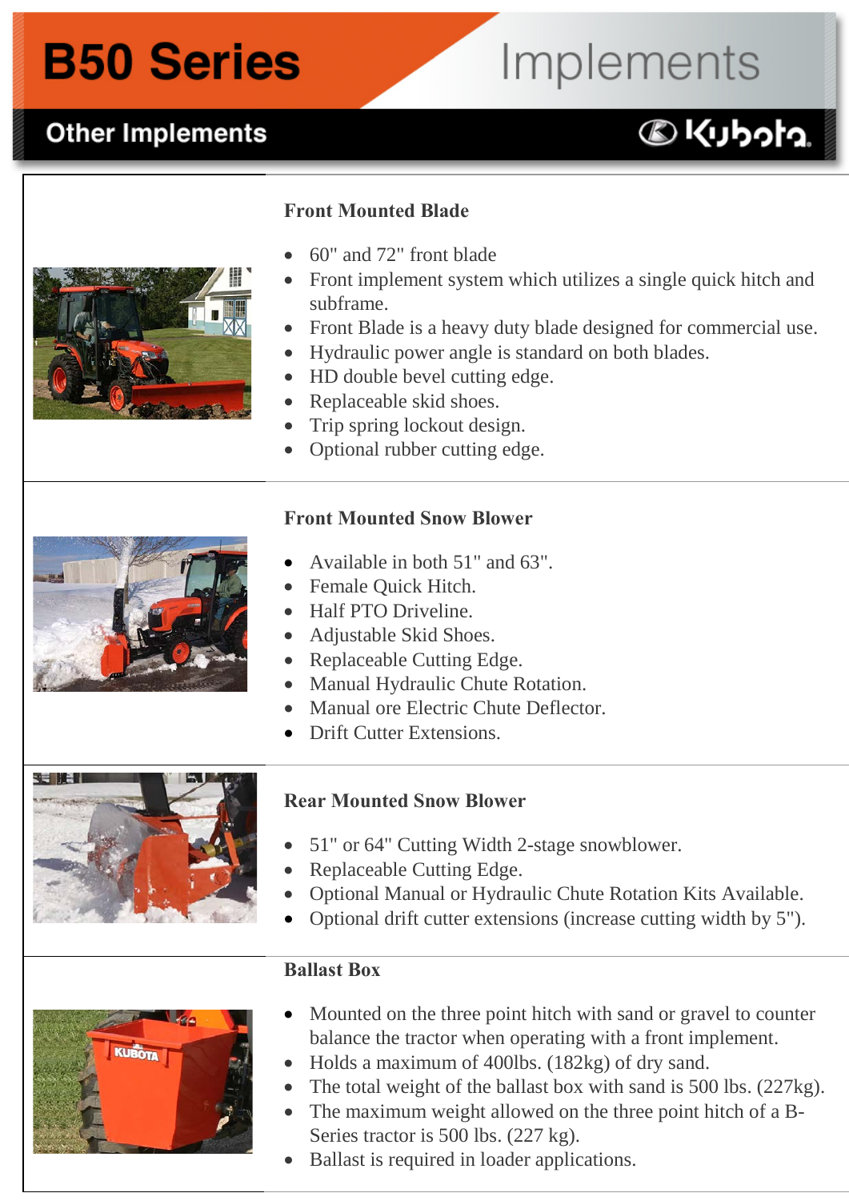# B50 Series Implements

## Other Implements

### Front Mounted Blade

- 60" and 72" front blade
- Front implement system which utilizes a single quick hitch and subframe.
- Front Blade is a heavy duty blade designed for commercial use.
- Hydraulic power angle is standard on both blades.
- HD double bevel cutting edge.
- Replaceable skid shoes.
- Trip spring lockout design.
- Optional rubber cutting edge.

### Front Mounted Snow Blower

- Available in both 51" and 63".
- Female Quick Hitch.
- Half PTO Driveline.
- Adjustable Skid Shoes.
- Replaceable Cutting Edge.
- Manual Hydraulic Chute Rotation.
- Manual ore Electric Chute Deflector.
- Drift Cutter Extensions.

### Rear Mounted Snow Blower

- 51" or 64" Cutting Width 2-stage snowblower.
- Replaceable Cutting Edge.
- Optional Manual or Hydraulic Chute Rotation Kits Available.
- Optional drift cutter extensions (increase cutting width by 5").

### Ballast Box

- Mounted on the three point hitch with sand or gravel to counter balance the tractor when operating with a front implement.
- Holds a maximum of 400lbs. (182kg) of dry sand.
- The total weight of the ballast box with sand is 500 lbs. (227kg).
- The maximum weight allowed on the three point hitch of a B-Series tractor is 500 lbs. (227 kg).
- Ballast is required in loader applications.